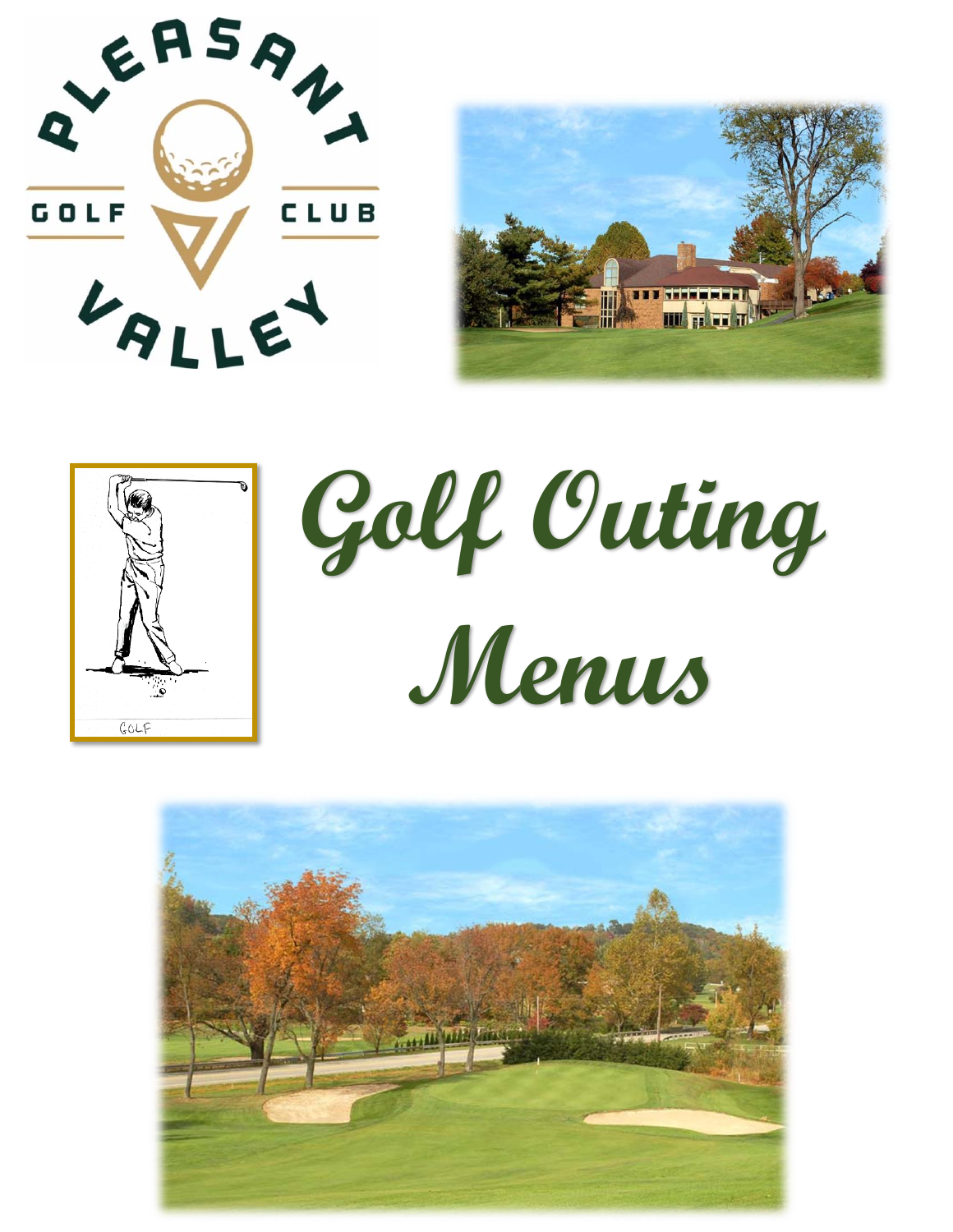PLEASANT VALLEY GOLF CLUB

# Golf Outing Menus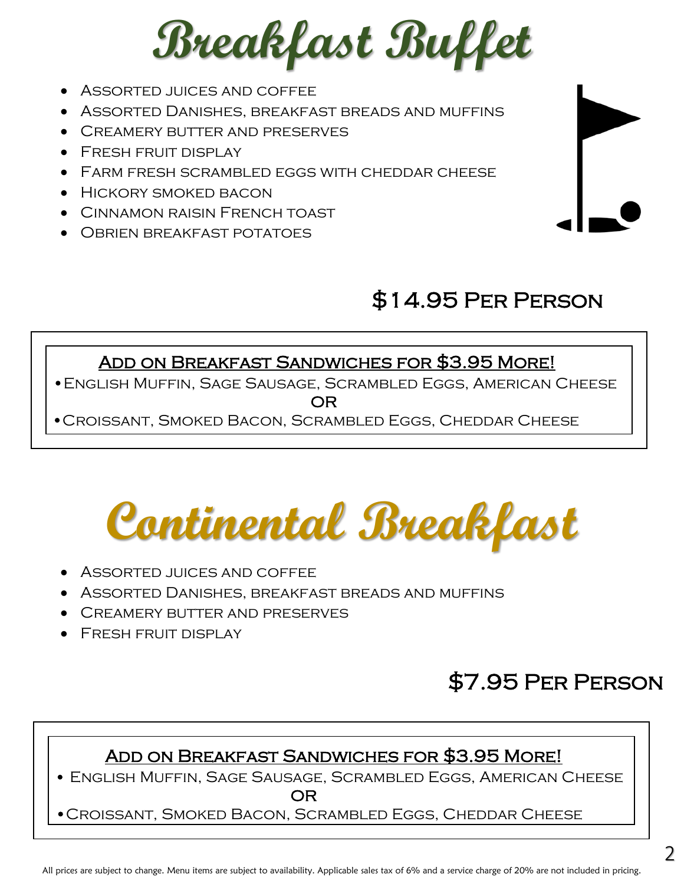# Breakfast Buffet

- Assorted juices and coffee
- Assorted Danishes, breakfast breads and muffins
- Creamery butter and preserves
- Fresh fruit display
- Farm fresh scrambled eggs with cheddar cheese
- Hickory smoked bacon
- Cinnamon raisin French toast
- Obrien breakfast potatoes

**$14.95 Per Person**

**Add on Breakfast Sandwiches for $3.95 More!**

- English Muffin, Sage Sausage, Scrambled Eggs, American Cheese

OR

- Croissant, Smoked Bacon, Scrambled Eggs, Cheddar Cheese

# Continental Breakfast

- Assorted juices and coffee
- Assorted Danishes, breakfast breads and muffins
- Creamery butter and preserves
- Fresh fruit display

**$7.95 Per Person**

**Add on Breakfast Sandwiches for $3.95 More!**

- English Muffin, Sage Sausage, Scrambled Eggs, American Cheese

OR

- Croissant, Smoked Bacon, Scrambled Eggs, Cheddar Cheese

All prices are subject to change. Menu items are subject to availability. Applicable sales tax of 6% and a service charge of 20% are not included in pricing.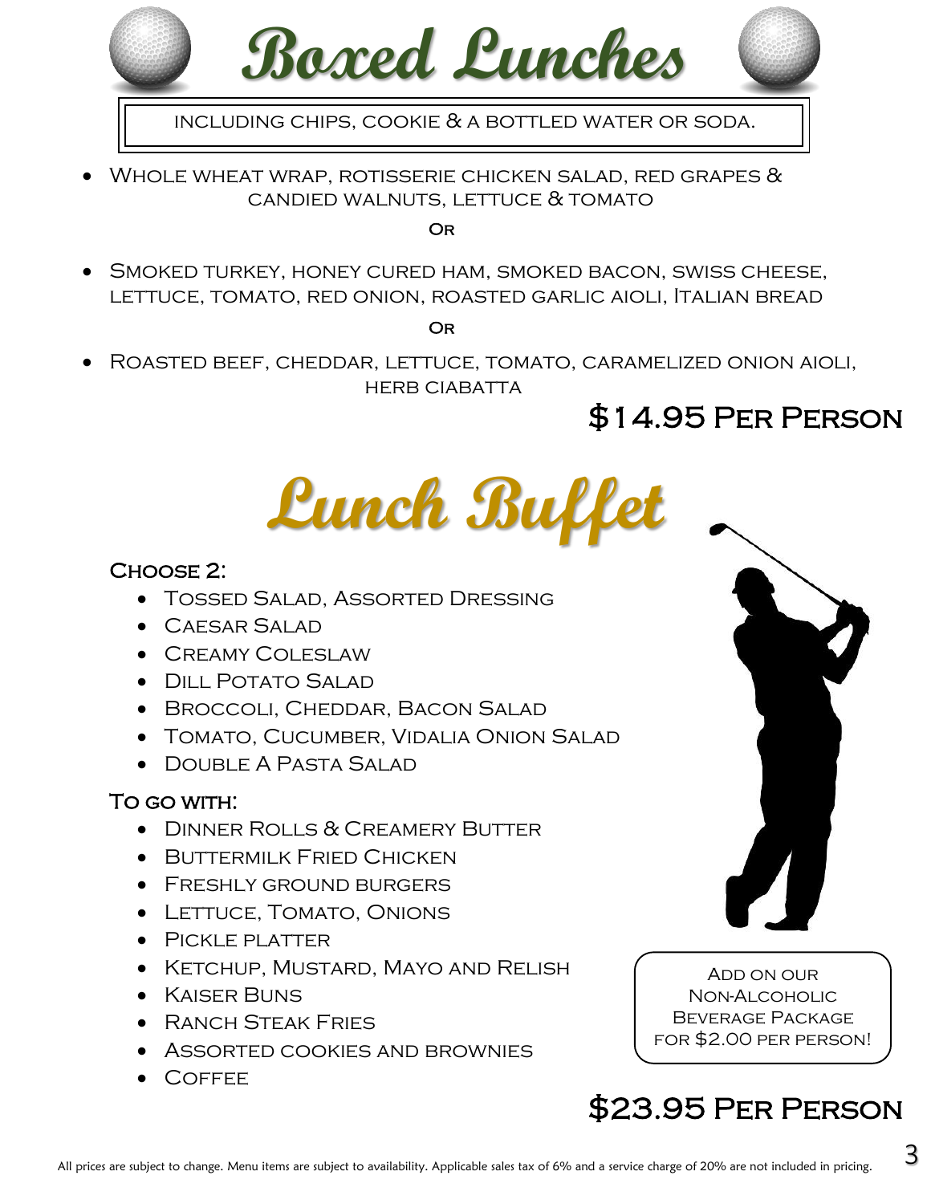# Boxed Lunches

Including chips, cookie & a bottled water or soda.

- Whole wheat wrap, rotisserie chicken salad, red grapes & candied walnuts, lettuce & tomato

Or

- Smoked turkey, honey cured ham, smoked bacon, swiss cheese, lettuce, tomato, red onion, roasted garlic aioli, Italian bread

Or

- Roasted beef, cheddar, lettuce, tomato, caramelized onion aioli, herb ciabatta

**$14.95 Per Person**

# Lunch Buffet

**Choose 2:**

- Tossed Salad, Assorted Dressing
- Caesar Salad
- Creamy Coleslaw
- Dill Potato Salad
- Broccoli, Cheddar, Bacon Salad
- Tomato, Cucumber, Vidalia Onion Salad
- Double A Pasta Salad

**To go with:**

- Dinner Rolls & Creamery Butter
- Buttermilk Fried Chicken
- Freshly ground burgers
- Lettuce, Tomato, Onions
- Pickle platter
- Ketchup, Mustard, Mayo and Relish
- Kaiser Buns
- Ranch Steak Fries
- Assorted cookies and brownies
- Coffee

Add on our Non-Alcoholic Beverage Package for $2.00 per person!

**$23.95 Per Person**

All prices are subject to change. Menu items are subject to availability. Applicable sales tax of 6% and a service charge of 20% are not included in pricing.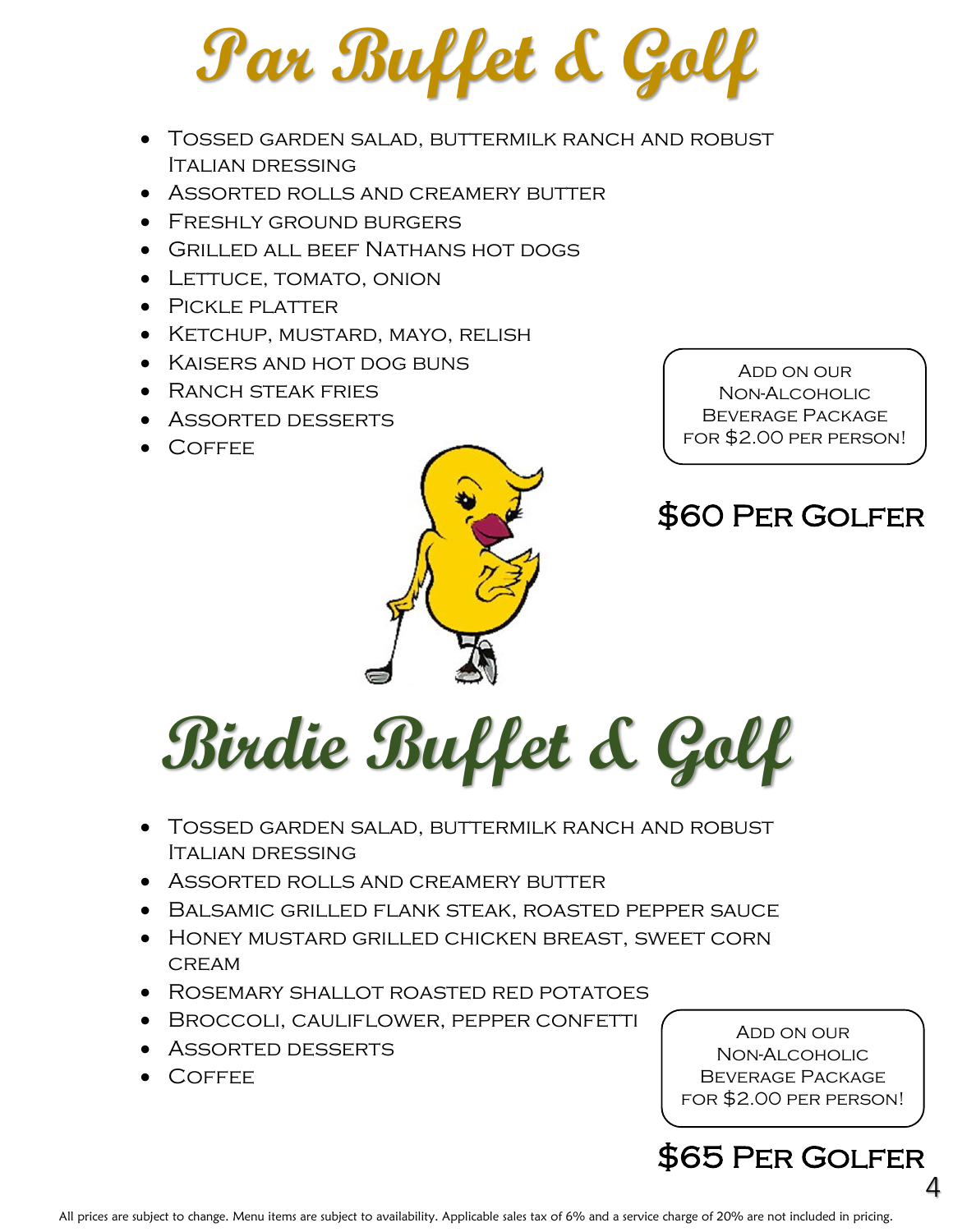# Par Buffet & Golf

- Tossed garden salad, buttermilk ranch and robust Italian dressing
- Assorted rolls and creamery butter
- Freshly ground burgers
- Grilled all beef Nathans hot dogs
- Lettuce, tomato, onion
- Pickle platter
- Ketchup, mustard, mayo, relish
- Kaisers and hot dog buns
- Ranch steak fries
- Assorted desserts
- Coffee

Add on our Non-Alcoholic Beverage Package for $2.00 per person!

**$60 Per Golfer**

# Birdie Buffet & Golf

- Tossed garden salad, buttermilk ranch and robust Italian dressing
- Assorted rolls and creamery butter
- Balsamic grilled flank steak, roasted pepper sauce
- Honey mustard grilled chicken breast, sweet corn cream
- Rosemary shallot roasted red potatoes
- Broccoli, cauliflower, pepper confetti
- Assorted desserts
- Coffee

Add on our Non-Alcoholic Beverage Package for $2.00 per person!

**$65 Per Golfer**

All prices are subject to change. Menu items are subject to availability. Applicable sales tax of 6% and a service charge of 20% are not included in pricing.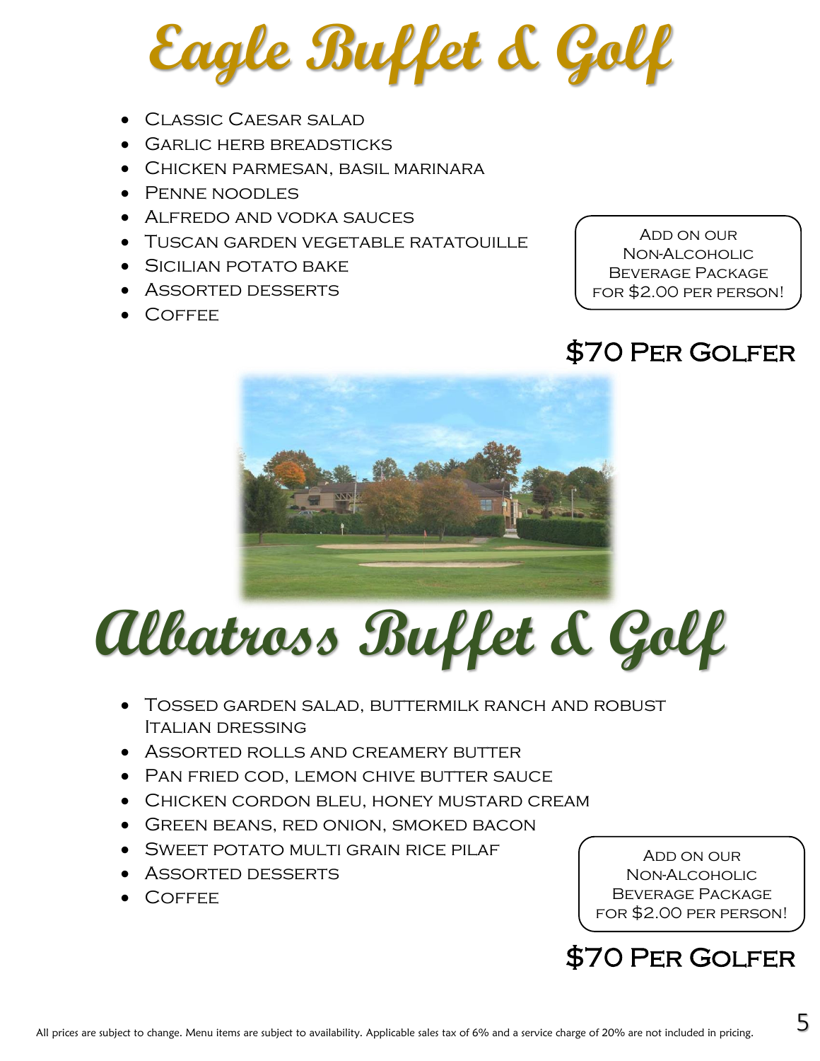# Eagle Buffet & Golf

- Classic Caesar salad
- Garlic herb breadsticks
- Chicken parmesan, basil marinara
- Penne noodles
- Alfredo and vodka sauces
- Tuscan garden vegetable ratatouille
- Sicilian potato bake
- Assorted desserts
- Coffee

Add on our Non-Alcoholic Beverage Package for $2.00 per person!

**$70 Per Golfer**

# Albatross Buffet & Golf

- Tossed garden salad, buttermilk ranch and robust Italian dressing
- Assorted rolls and creamery butter
- Pan fried cod, lemon chive butter sauce
- Chicken cordon bleu, honey mustard cream
- Green beans, red onion, smoked bacon
- Sweet potato multi grain rice pilaf
- Assorted desserts
- Coffee

Add on our Non-Alcoholic Beverage Package for $2.00 per person!

**$70 Per Golfer**

All prices are subject to change. Menu items are subject to availability. Applicable sales tax of 6% and a service charge of 20% are not included in pricing.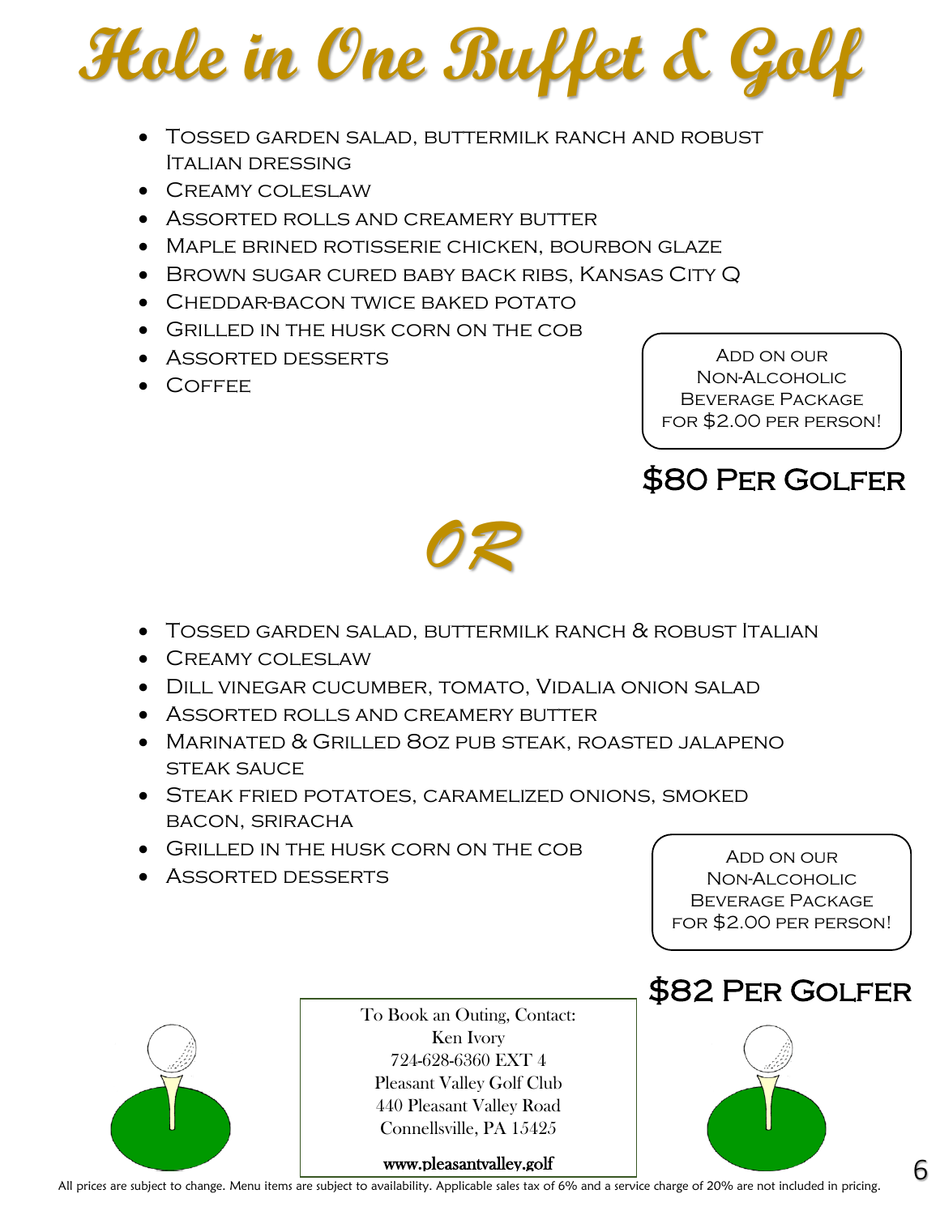# Hole in One Buffet & Golf

- Tossed garden salad, buttermilk ranch and robust Italian dressing
- Creamy coleslaw
- Assorted rolls and creamery butter
- Maple brined rotisserie chicken, bourbon glaze
- Brown sugar cured baby back ribs, Kansas City Q
- Cheddar-bacon twice baked potato
- Grilled in the husk corn on the cob
- Assorted desserts
- Coffee

Add on our Non-Alcoholic Beverage Package for $2.00 per person!

## $80 Per Golfer

## OR

- Tossed garden salad, buttermilk ranch & robust Italian
- Creamy coleslaw
- Dill vinegar cucumber, tomato, Vidalia onion salad
- Assorted rolls and creamery butter
- Marinated & Grilled 8oz pub steak, roasted jalapeno steak sauce
- Steak fried potatoes, caramelized onions, smoked bacon, sriracha
- Grilled in the husk corn on the cob
- Assorted desserts

Add on our Non-Alcoholic Beverage Package for $2.00 per person!

## $82 Per Golfer

To Book an Outing, Contact:
Ken Ivory
724-628-6360 EXT 4
Pleasant Valley Golf Club
440 Pleasant Valley Road
Connellsville, PA 15425

www.pleasantvalley.golf

All prices are subject to change. Menu items are subject to availability. Applicable sales tax of 6% and a service charge of 20% are not included in pricing.